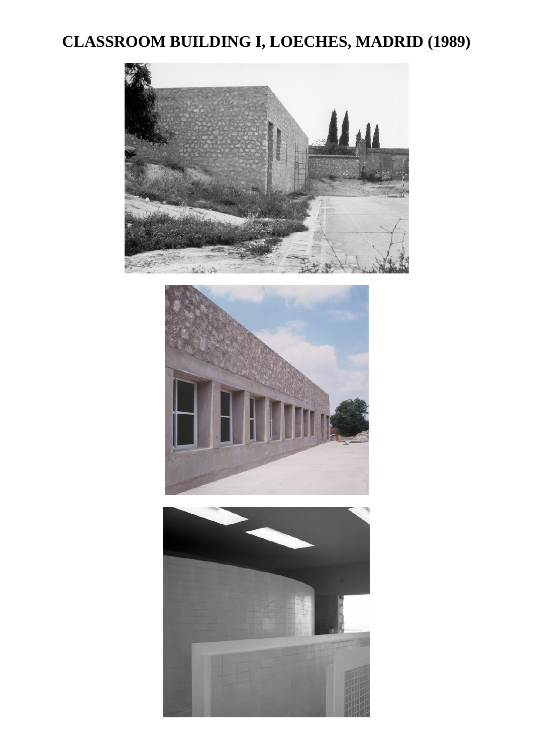# CLASSROOM BUILDING I, LOECHES, MADRID (1989)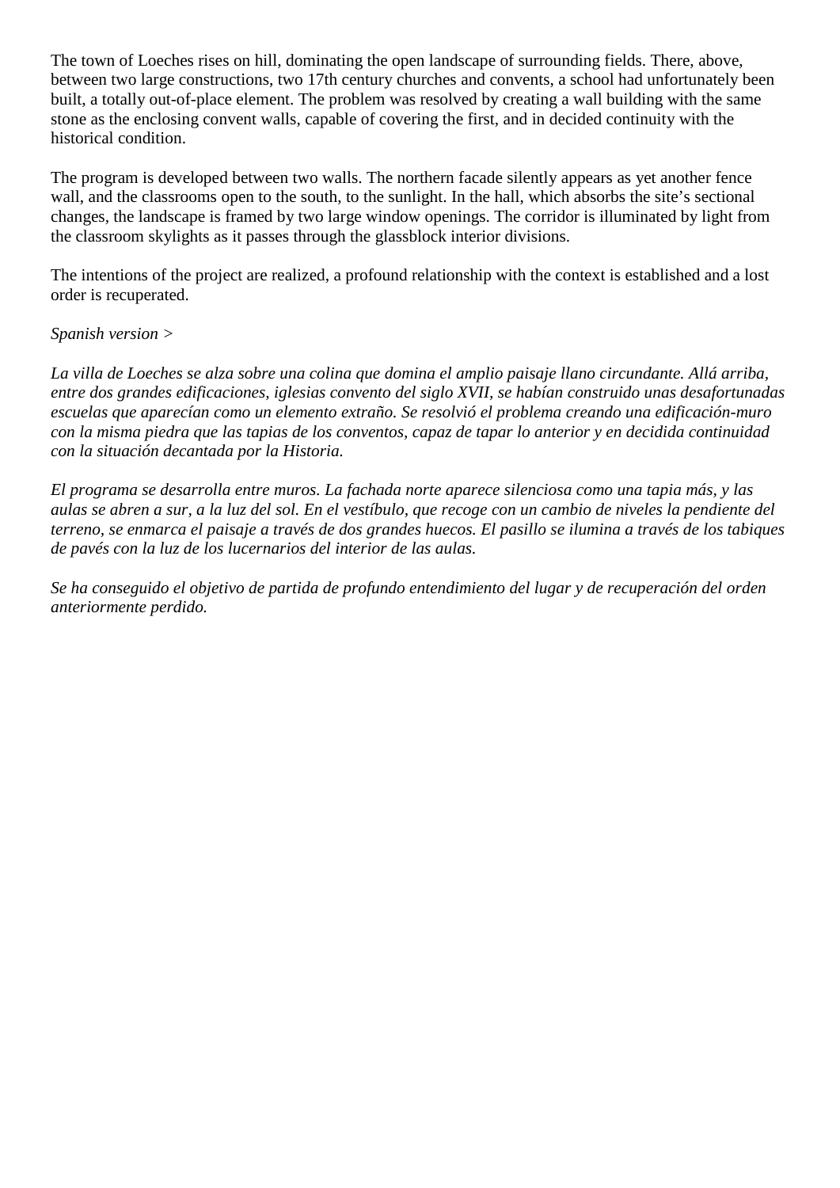The town of Loeches rises on hill, dominating the open landscape of surrounding fields. There, above, between two large constructions, two 17th century churches and convents, a school had unfortunately been built, a totally out-of-place element. The problem was resolved by creating a wall building with the same stone as the enclosing convent walls, capable of covering the first, and in decided continuity with the historical condition.

The program is developed between two walls. The northern facade silently appears as yet another fence wall, and the classrooms open to the south, to the sunlight. In the hall, which absorbs the site's sectional changes, the landscape is framed by two large window openings. The corridor is illuminated by light from the classroom skylights as it passes through the glassblock interior divisions.

The intentions of the project are realized, a profound relationship with the context is established and a lost order is recuperated.

*Spanish version >*

*La villa de Loeches se alza sobre una colina que domina el amplio paisaje llano circundante. Allá arriba, entre dos grandes edificaciones, iglesias convento del siglo XVII, se habían construido unas desafortunadas escuelas que aparecían como un elemento extraño. Se resolvió el problema creando una edificación-muro con la misma piedra que las tapias de los conventos, capaz de tapar lo anterior y en decidida continuidad con la situación decantada por la Historia.*

*El programa se desarrolla entre muros. La fachada norte aparece silenciosa como una tapia más, y las aulas se abren a sur, a la luz del sol. En el vestíbulo, que recoge con un cambio de niveles la pendiente del terreno, se enmarca el paisaje a través de dos grandes huecos. El pasillo se ilumina a través de los tabiques de pavés con la luz de los lucernarios del interior de las aulas.*

*Se ha conseguido el objetivo de partida de profundo entendimiento del lugar y de recuperación del orden anteriormente perdido.*